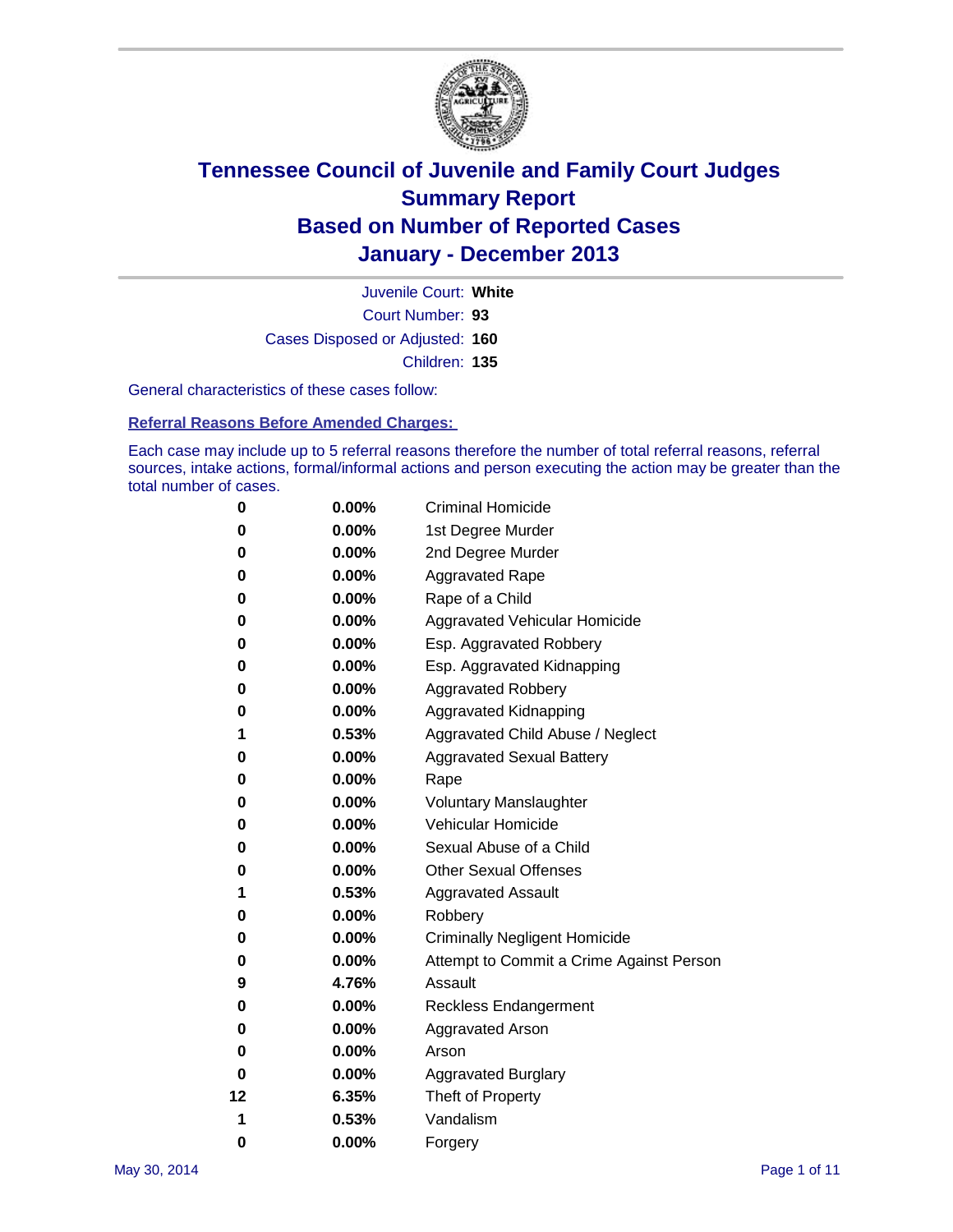# Tennessee Council of Juvenile and Family Court Judges
## Summary Report
## Based on Number of Reported Cases
## January - December 2013

Juvenile Court: **White**

Court Number: **93**

Cases Disposed or Adjusted: **160**

Children: **135**

General characteristics of these cases follow:

### Referral Reasons Before Amended Charges:

Each case may include up to 5 referral reasons therefore the number of total referral reasons, referral sources, intake actions, formal/informal actions and person executing the action may be greater than the total number of cases.

| Count | Percent | Referral Reason |
|---|---|---|
| 0 | 0.00% | Criminal Homicide |
| 0 | 0.00% | 1st Degree Murder |
| 0 | 0.00% | 2nd Degree Murder |
| 0 | 0.00% | Aggravated Rape |
| 0 | 0.00% | Rape of a Child |
| 0 | 0.00% | Aggravated Vehicular Homicide |
| 0 | 0.00% | Esp. Aggravated Robbery |
| 0 | 0.00% | Esp. Aggravated Kidnapping |
| 0 | 0.00% | Aggravated Robbery |
| 0 | 0.00% | Aggravated Kidnapping |
| 1 | 0.53% | Aggravated Child Abuse / Neglect |
| 0 | 0.00% | Aggravated Sexual Battery |
| 0 | 0.00% | Rape |
| 0 | 0.00% | Voluntary Manslaughter |
| 0 | 0.00% | Vehicular Homicide |
| 0 | 0.00% | Sexual Abuse of a Child |
| 0 | 0.00% | Other Sexual Offenses |
| 1 | 0.53% | Aggravated Assault |
| 0 | 0.00% | Robbery |
| 0 | 0.00% | Criminally Negligent Homicide |
| 0 | 0.00% | Attempt to Commit a Crime Against Person |
| 9 | 4.76% | Assault |
| 0 | 0.00% | Reckless Endangerment |
| 0 | 0.00% | Aggravated Arson |
| 0 | 0.00% | Arson |
| 0 | 0.00% | Aggravated Burglary |
| 12 | 6.35% | Theft of Property |
| 1 | 0.53% | Vandalism |
| 0 | 0.00% | Forgery |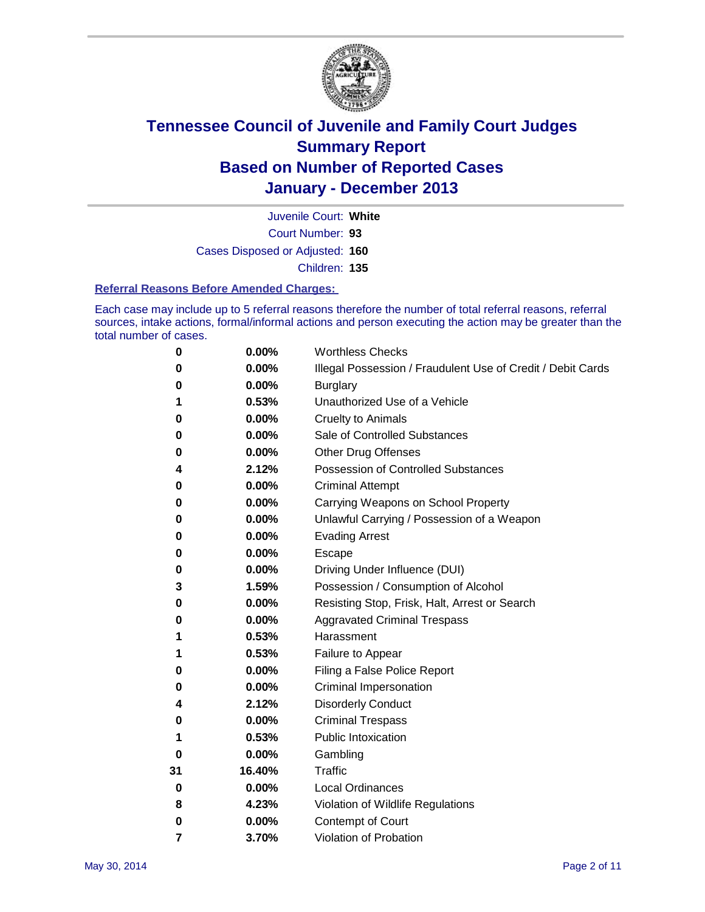# Tennessee Council of Juvenile and Family Court Judges
## Summary Report
## Based on Number of Reported Cases
## January - December 2013

Juvenile Court: **White**

Court Number: **93**

Cases Disposed or Adjusted: **160**

Children: **135**

### Referral Reasons Before Amended Charges:

Each case may include up to 5 referral reasons therefore the number of total referral reasons, referral sources, intake actions, formal/informal actions and person executing the action may be greater than the total number of cases.

| Count | Percent | Referral Reason |
|---|---|---|
| 0 | 0.00% | Worthless Checks |
| 0 | 0.00% | Illegal Possession / Fraudulent Use of Credit / Debit Cards |
| 0 | 0.00% | Burglary |
| 1 | 0.53% | Unauthorized Use of a Vehicle |
| 0 | 0.00% | Cruelty to Animals |
| 0 | 0.00% | Sale of Controlled Substances |
| 0 | 0.00% | Other Drug Offenses |
| 4 | 2.12% | Possession of Controlled Substances |
| 0 | 0.00% | Criminal Attempt |
| 0 | 0.00% | Carrying Weapons on School Property |
| 0 | 0.00% | Unlawful Carrying / Possession of a Weapon |
| 0 | 0.00% | Evading Arrest |
| 0 | 0.00% | Escape |
| 0 | 0.00% | Driving Under Influence (DUI) |
| 3 | 1.59% | Possession / Consumption of Alcohol |
| 0 | 0.00% | Resisting Stop, Frisk, Halt, Arrest or Search |
| 0 | 0.00% | Aggravated Criminal Trespass |
| 1 | 0.53% | Harassment |
| 1 | 0.53% | Failure to Appear |
| 0 | 0.00% | Filing a False Police Report |
| 0 | 0.00% | Criminal Impersonation |
| 4 | 2.12% | Disorderly Conduct |
| 0 | 0.00% | Criminal Trespass |
| 1 | 0.53% | Public Intoxication |
| 0 | 0.00% | Gambling |
| 31 | 16.40% | Traffic |
| 0 | 0.00% | Local Ordinances |
| 8 | 4.23% | Violation of Wildlife Regulations |
| 0 | 0.00% | Contempt of Court |
| 7 | 3.70% | Violation of Probation |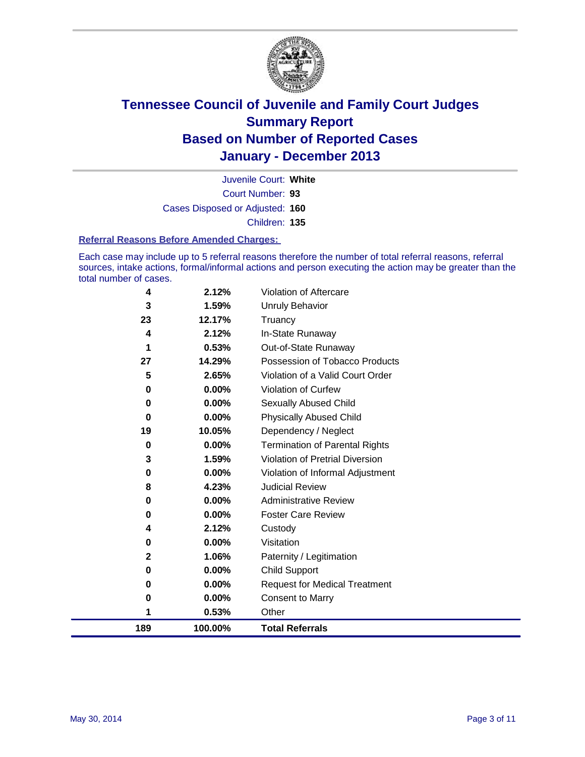# Tennessee Council of Juvenile and Family Court Judges
# Summary Report
# Based on Number of Reported Cases
# January - December 2013

Juvenile Court: **White**
Court Number: **93**
Cases Disposed or Adjusted: **160**
Children: **135**

### Referral Reasons Before Amended Charges:

Each case may include up to 5 referral reasons therefore the number of total referral reasons, referral sources, intake actions, formal/informal actions and person executing the action may be greater than the total number of cases.

| Count | Percent | Referral Reason |
|---|---|---|
| 4 | 2.12% | Violation of Aftercare |
| 3 | 1.59% | Unruly Behavior |
| 23 | 12.17% | Truancy |
| 4 | 2.12% | In-State Runaway |
| 1 | 0.53% | Out-of-State Runaway |
| 27 | 14.29% | Possession of Tobacco Products |
| 5 | 2.65% | Violation of a Valid Court Order |
| 0 | 0.00% | Violation of Curfew |
| 0 | 0.00% | Sexually Abused Child |
| 0 | 0.00% | Physically Abused Child |
| 19 | 10.05% | Dependency / Neglect |
| 0 | 0.00% | Termination of Parental Rights |
| 3 | 1.59% | Violation of Pretrial Diversion |
| 0 | 0.00% | Violation of Informal Adjustment |
| 8 | 4.23% | Judicial Review |
| 0 | 0.00% | Administrative Review |
| 0 | 0.00% | Foster Care Review |
| 4 | 2.12% | Custody |
| 0 | 0.00% | Visitation |
| 2 | 1.06% | Paternity / Legitimation |
| 0 | 0.00% | Child Support |
| 0 | 0.00% | Request for Medical Treatment |
| 0 | 0.00% | Consent to Marry |
| 1 | 0.53% | Other |
| **189** | **100.00%** | **Total Referrals** |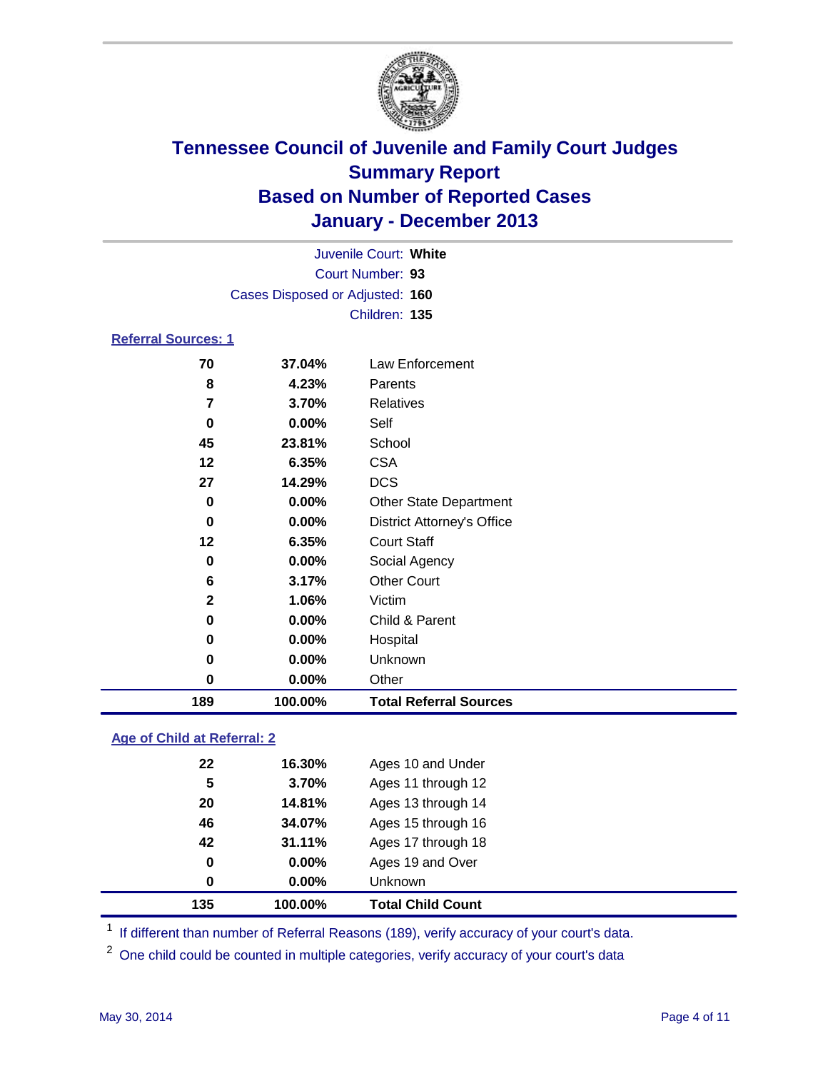# Tennessee Council of Juvenile and Family Court Judges
# Summary Report
# Based on Number of Reported Cases
# January - December 2013

Juvenile Court: **White**
Court Number: **93**
Cases Disposed or Adjusted: **160**
Children: **135**

## Referral Sources: 1

| Count | Percent | Source |
|---|---|---|
| 70 | 37.04% | Law Enforcement |
| 8 | 4.23% | Parents |
| 7 | 3.70% | Relatives |
| 0 | 0.00% | Self |
| 45 | 23.81% | School |
| 12 | 6.35% | CSA |
| 27 | 14.29% | DCS |
| 0 | 0.00% | Other State Department |
| 0 | 0.00% | District Attorney's Office |
| 12 | 6.35% | Court Staff |
| 0 | 0.00% | Social Agency |
| 6 | 3.17% | Other Court |
| 2 | 1.06% | Victim |
| 0 | 0.00% | Child & Parent |
| 0 | 0.00% | Hospital |
| 0 | 0.00% | Unknown |
| 0 | 0.00% | Other |
| **189** | **100.00%** | **Total Referral Sources** |

## Age of Child at Referral: 2

| Count | Percent | Age |
|---|---|---|
| 22 | 16.30% | Ages 10 and Under |
| 5 | 3.70% | Ages 11 through 12 |
| 20 | 14.81% | Ages 13 through 14 |
| 46 | 34.07% | Ages 15 through 16 |
| 42 | 31.11% | Ages 17 through 18 |
| 0 | 0.00% | Ages 19 and Over |
| 0 | 0.00% | Unknown |
| **135** | **100.00%** | **Total Child Count** |

[1] If different than number of Referral Reasons (189), verify accuracy of your court's data.

[2] One child could be counted in multiple categories, verify accuracy of your court's data

May 30, 2014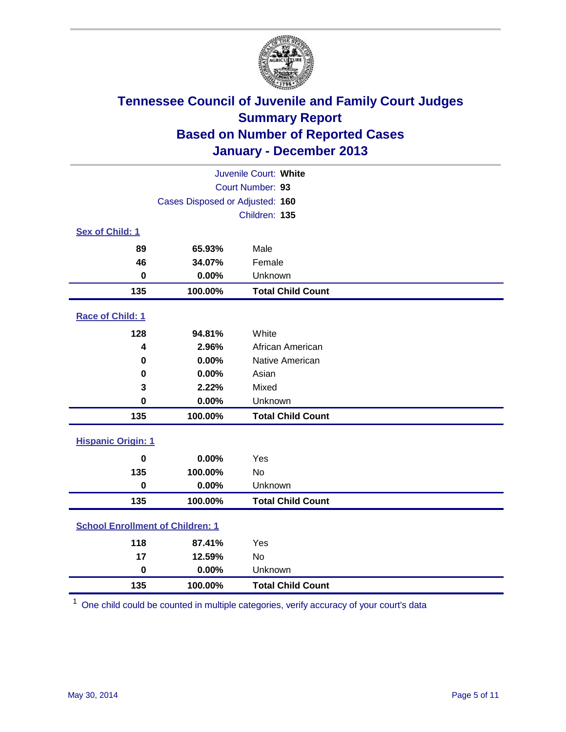# Tennessee Council of Juvenile and Family Court Judges
## Summary Report
## Based on Number of Reported Cases
## January - December 2013

Juvenile Court: **White**

Court Number: **93**

Cases Disposed or Adjusted: **160**

Children: **135**

### Sex of Child: 1

| Count | Percent | Category |
|---|---|---|
| 89 | 65.93% | Male |
| 46 | 34.07% | Female |
| 0 | 0.00% | Unknown |
| **135** | **100.00%** | **Total Child Count** |

### Race of Child: 1

| Count | Percent | Category |
|---|---|---|
| 128 | 94.81% | White |
| 4 | 2.96% | African American |
| 0 | 0.00% | Native American |
| 0 | 0.00% | Asian |
| 3 | 2.22% | Mixed |
| 0 | 0.00% | Unknown |
| **135** | **100.00%** | **Total Child Count** |

### Hispanic Origin: 1

| Count | Percent | Category |
|---|---|---|
| 0 | 0.00% | Yes |
| 135 | 100.00% | No |
| 0 | 0.00% | Unknown |
| **135** | **100.00%** | **Total Child Count** |

### School Enrollment of Children: 1

| Count | Percent | Category |
|---|---|---|
| 118 | 87.41% | Yes |
| 17 | 12.59% | No |
| 0 | 0.00% | Unknown |
| **135** | **100.00%** | **Total Child Count** |

[1] One child could be counted in multiple categories, verify accuracy of your court's data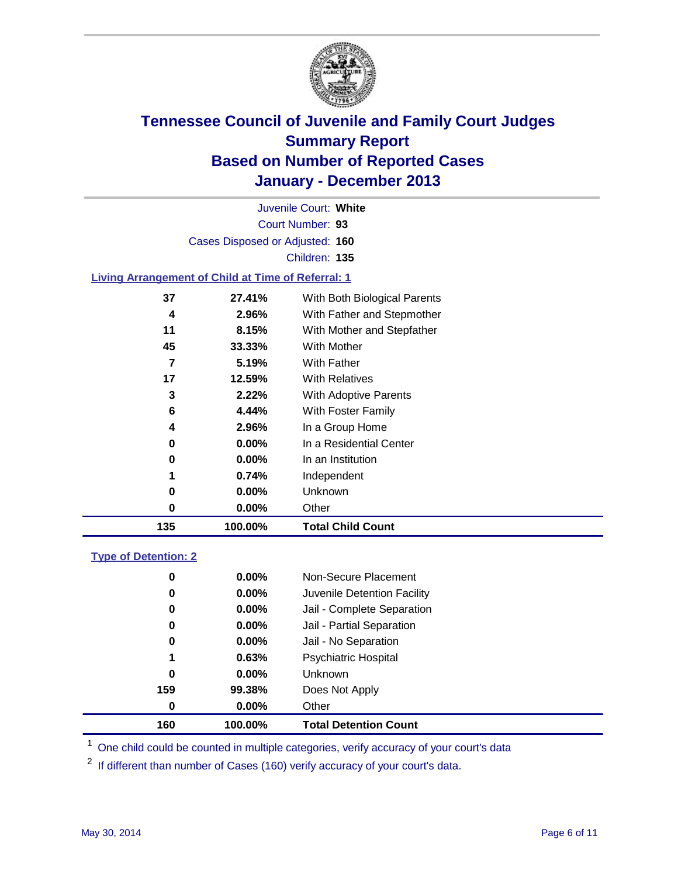# Tennessee Council of Juvenile and Family Court Judges
## Summary Report
## Based on Number of Reported Cases
## January - December 2013

Juvenile Court: **White**
Court Number: **93**
Cases Disposed or Adjusted: **160**
Children: **135**

### Living Arrangement of Child at Time of Referral: 1

| Count | Percent | Category |
|---|---|---|
| 37 | 27.41% | With Both Biological Parents |
| 4 | 2.96% | With Father and Stepmother |
| 11 | 8.15% | With Mother and Stepfather |
| 45 | 33.33% | With Mother |
| 7 | 5.19% | With Father |
| 17 | 12.59% | With Relatives |
| 3 | 2.22% | With Adoptive Parents |
| 6 | 4.44% | With Foster Family |
| 4 | 2.96% | In a Group Home |
| 0 | 0.00% | In a Residential Center |
| 0 | 0.00% | In an Institution |
| 1 | 0.74% | Independent |
| 0 | 0.00% | Unknown |
| 0 | 0.00% | Other |
| **135** | **100.00%** | **Total Child Count** |

### Type of Detention: 2

| Count | Percent | Category |
|---|---|---|
| 0 | 0.00% | Non-Secure Placement |
| 0 | 0.00% | Juvenile Detention Facility |
| 0 | 0.00% | Jail - Complete Separation |
| 0 | 0.00% | Jail - Partial Separation |
| 0 | 0.00% | Jail - No Separation |
| 1 | 0.63% | Psychiatric Hospital |
| 0 | 0.00% | Unknown |
| 159 | 99.38% | Does Not Apply |
| 0 | 0.00% | Other |
| **160** | **100.00%** | **Total Detention Count** |

[1] One child could be counted in multiple categories, verify accuracy of your court's data

[2] If different than number of Cases (160) verify accuracy of your court's data.

May 30, 2014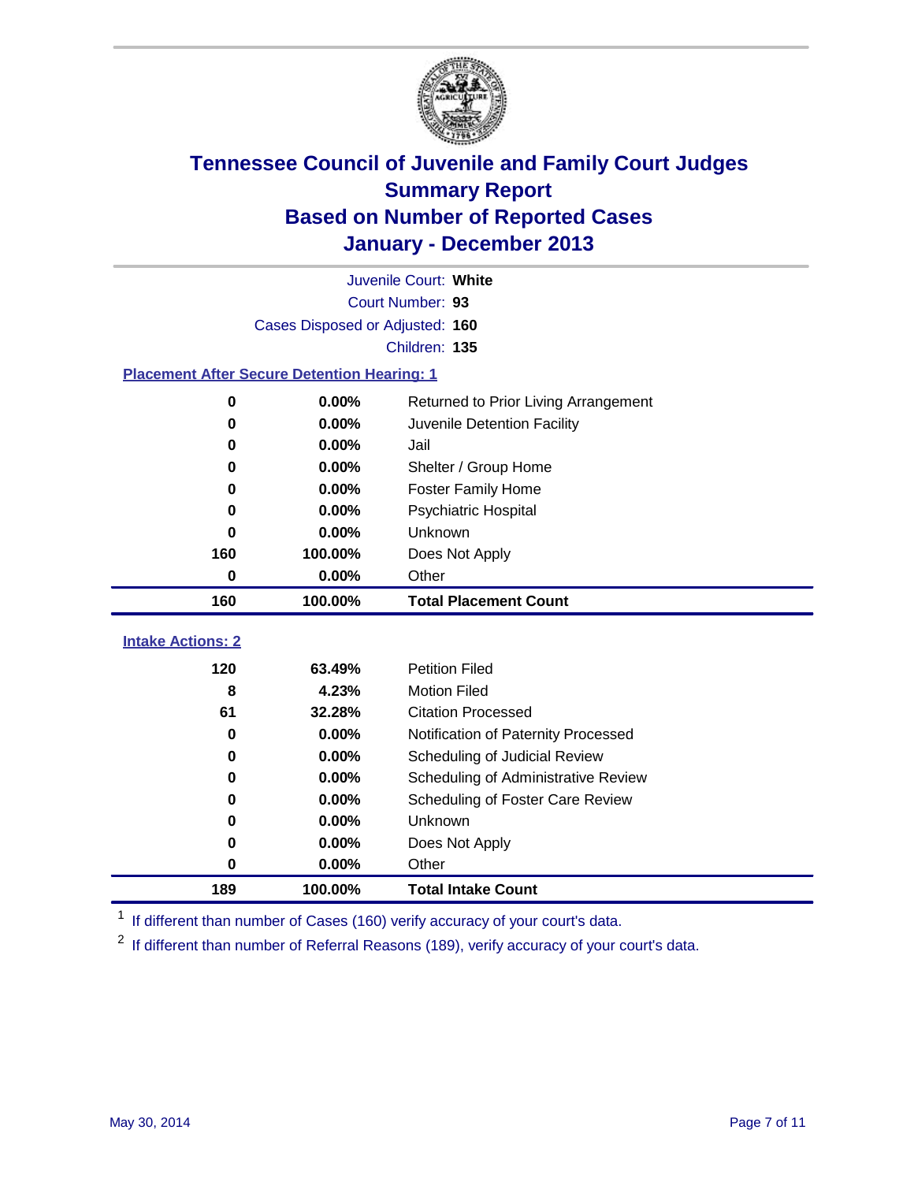# Tennessee Council of Juvenile and Family Court Judges
## Summary Report
## Based on Number of Reported Cases
## January - December 2013

Juvenile Court: **White**
Court Number: **93**
Cases Disposed or Adjusted: **160**
Children: **135**

### Placement After Secure Detention Hearing: 1

| Count | Percent | Placement |
|---|---|---|
| 0 | 0.00% | Returned to Prior Living Arrangement |
| 0 | 0.00% | Juvenile Detention Facility |
| 0 | 0.00% | Jail |
| 0 | 0.00% | Shelter / Group Home |
| 0 | 0.00% | Foster Family Home |
| 0 | 0.00% | Psychiatric Hospital |
| 0 | 0.00% | Unknown |
| 160 | 100.00% | Does Not Apply |
| 0 | 0.00% | Other |
| **160** | **100.00%** | **Total Placement Count** |

### Intake Actions: 2

| Count | Percent | Intake Action |
|---|---|---|
| 120 | 63.49% | Petition Filed |
| 8 | 4.23% | Motion Filed |
| 61 | 32.28% | Citation Processed |
| 0 | 0.00% | Notification of Paternity Processed |
| 0 | 0.00% | Scheduling of Judicial Review |
| 0 | 0.00% | Scheduling of Administrative Review |
| 0 | 0.00% | Scheduling of Foster Care Review |
| 0 | 0.00% | Unknown |
| 0 | 0.00% | Does Not Apply |
| 0 | 0.00% | Other |
| **189** | **100.00%** | **Total Intake Count** |

[1] If different than number of Cases (160) verify accuracy of your court's data.

[2] If different than number of Referral Reasons (189), verify accuracy of your court's data.

May 30, 2014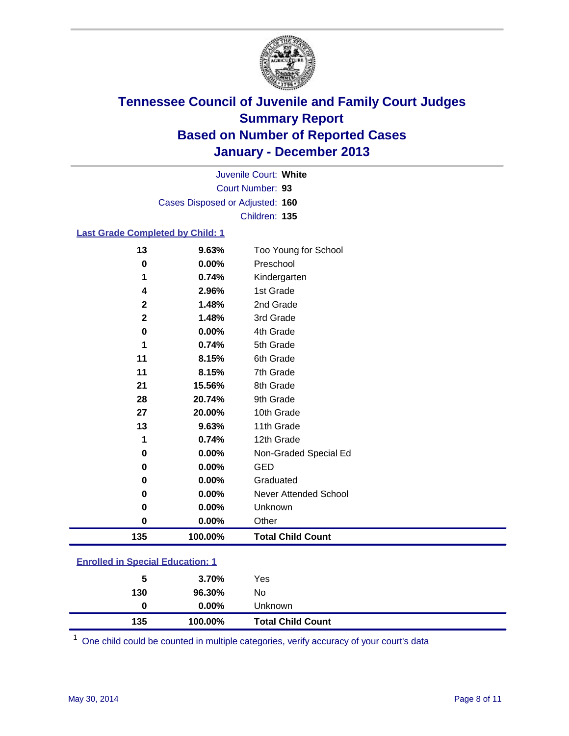# Tennessee Council of Juvenile and Family Court Judges
## Summary Report
## Based on Number of Reported Cases
## January - December 2013

Juvenile Court: **White**
Court Number: **93**
Cases Disposed or Adjusted: **160**
Children: **135**

### Last Grade Completed by Child: 1

| Count | Percent | Category |
|---|---|---|
| 13 | 9.63% | Too Young for School |
| 0 | 0.00% | Preschool |
| 1 | 0.74% | Kindergarten |
| 4 | 2.96% | 1st Grade |
| 2 | 1.48% | 2nd Grade |
| 2 | 1.48% | 3rd Grade |
| 0 | 0.00% | 4th Grade |
| 1 | 0.74% | 5th Grade |
| 11 | 8.15% | 6th Grade |
| 11 | 8.15% | 7th Grade |
| 21 | 15.56% | 8th Grade |
| 28 | 20.74% | 9th Grade |
| 27 | 20.00% | 10th Grade |
| 13 | 9.63% | 11th Grade |
| 1 | 0.74% | 12th Grade |
| 0 | 0.00% | Non-Graded Special Ed |
| 0 | 0.00% | GED |
| 0 | 0.00% | Graduated |
| 0 | 0.00% | Never Attended School |
| 0 | 0.00% | Unknown |
| 0 | 0.00% | Other |
| **135** | **100.00%** | **Total Child Count** |

### Enrolled in Special Education: 1

| Count | Percent | Category |
|---|---|---|
| 5 | 3.70% | Yes |
| 130 | 96.30% | No |
| 0 | 0.00% | Unknown |
| **135** | **100.00%** | **Total Child Count** |

[1] One child could be counted in multiple categories, verify accuracy of your court's data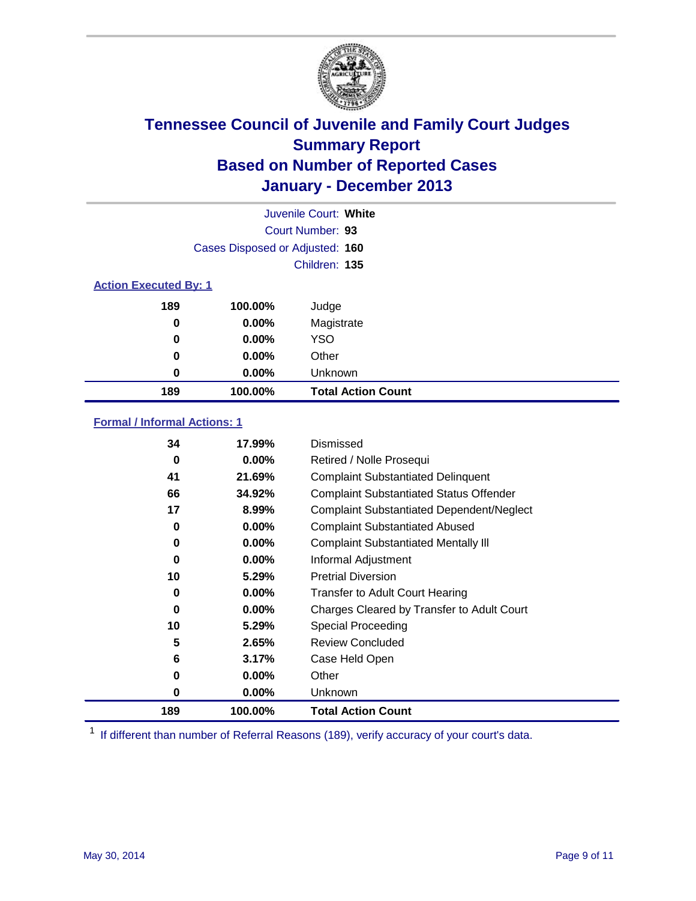# Tennessee Council of Juvenile and Family Court Judges
## Summary Report
## Based on Number of Reported Cases
## January - December 2013

Juvenile Court: **White**

Court Number: **93**

Cases Disposed or Adjusted: **160**

Children: **135**

### Action Executed By: 1

| | | |
|---|---|---|
| 189 | 100.00% | Judge |
| 0 | 0.00% | Magistrate |
| 0 | 0.00% | YSO |
| 0 | 0.00% | Other |
| 0 | 0.00% | Unknown |
| **189** | **100.00%** | **Total Action Count** |

### Formal / Informal Actions: 1

| | | |
|---|---|---|
| 34 | 17.99% | Dismissed |
| 0 | 0.00% | Retired / Nolle Prosequi |
| 41 | 21.69% | Complaint Substantiated Delinquent |
| 66 | 34.92% | Complaint Substantiated Status Offender |
| 17 | 8.99% | Complaint Substantiated Dependent/Neglect |
| 0 | 0.00% | Complaint Substantiated Abused |
| 0 | 0.00% | Complaint Substantiated Mentally Ill |
| 0 | 0.00% | Informal Adjustment |
| 10 | 5.29% | Pretrial Diversion |
| 0 | 0.00% | Transfer to Adult Court Hearing |
| 0 | 0.00% | Charges Cleared by Transfer to Adult Court |
| 10 | 5.29% | Special Proceeding |
| 5 | 2.65% | Review Concluded |
| 6 | 3.17% | Case Held Open |
| 0 | 0.00% | Other |
| 0 | 0.00% | Unknown |
| **189** | **100.00%** | **Total Action Count** |

[1] If different than number of Referral Reasons (189), verify accuracy of your court's data.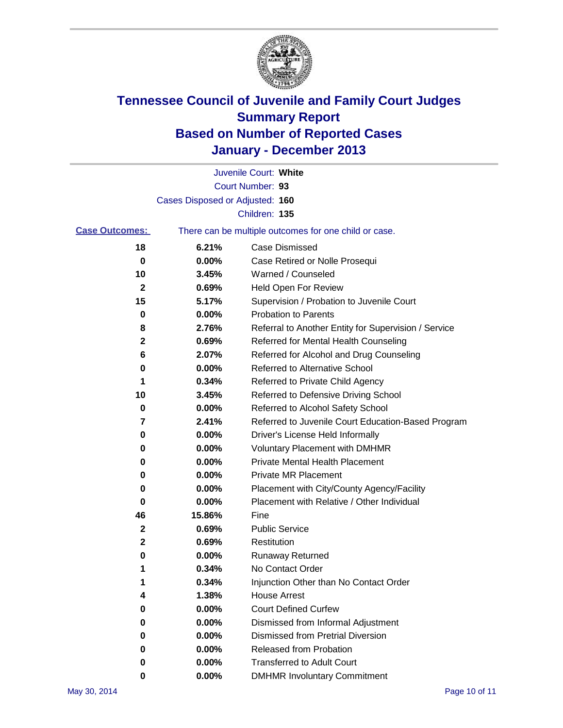# Tennessee Council of Juvenile and Family Court Judges
## Summary Report
## Based on Number of Reported Cases
## January - December 2013

Juvenile Court: **White**
Court Number: **93**
Cases Disposed or Adjusted: **160**
Children: **135**

**Case Outcomes:** There can be multiple outcomes for one child or case.

| | | |
|---|---|---|
| **18** | **6.21%** | Case Dismissed |
| **0** | **0.00%** | Case Retired or Nolle Prosequi |
| **10** | **3.45%** | Warned / Counseled |
| **2** | **0.69%** | Held Open For Review |
| **15** | **5.17%** | Supervision / Probation to Juvenile Court |
| **0** | **0.00%** | Probation to Parents |
| **8** | **2.76%** | Referral to Another Entity for Supervision / Service |
| **2** | **0.69%** | Referred for Mental Health Counseling |
| **6** | **2.07%** | Referred for Alcohol and Drug Counseling |
| **0** | **0.00%** | Referred to Alternative School |
| **1** | **0.34%** | Referred to Private Child Agency |
| **10** | **3.45%** | Referred to Defensive Driving School |
| **0** | **0.00%** | Referred to Alcohol Safety School |
| **7** | **2.41%** | Referred to Juvenile Court Education-Based Program |
| **0** | **0.00%** | Driver's License Held Informally |
| **0** | **0.00%** | Voluntary Placement with DMHMR |
| **0** | **0.00%** | Private Mental Health Placement |
| **0** | **0.00%** | Private MR Placement |
| **0** | **0.00%** | Placement with City/County Agency/Facility |
| **0** | **0.00%** | Placement with Relative / Other Individual |
| **46** | **15.86%** | Fine |
| **2** | **0.69%** | Public Service |
| **2** | **0.69%** | Restitution |
| **0** | **0.00%** | Runaway Returned |
| **1** | **0.34%** | No Contact Order |
| **1** | **0.34%** | Injunction Other than No Contact Order |
| **4** | **1.38%** | House Arrest |
| **0** | **0.00%** | Court Defined Curfew |
| **0** | **0.00%** | Dismissed from Informal Adjustment |
| **0** | **0.00%** | Dismissed from Pretrial Diversion |
| **0** | **0.00%** | Released from Probation |
| **0** | **0.00%** | Transferred to Adult Court |
| **0** | **0.00%** | DMHMR Involuntary Commitment |

May 30, 2014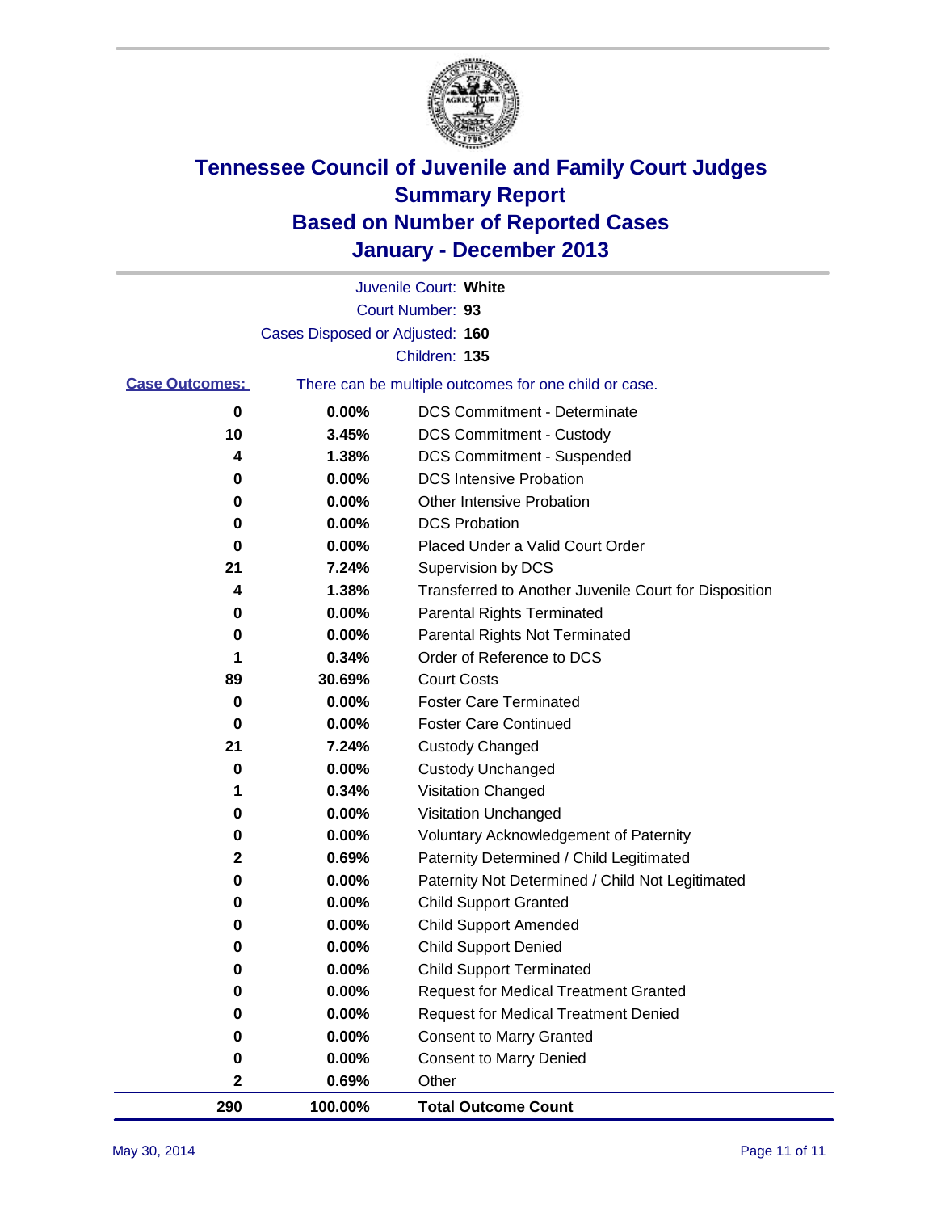# Tennessee Council of Juvenile and Family Court Judges
## Summary Report
## Based on Number of Reported Cases
## January - December 2013

Juvenile Court: **White**

Court Number: **93**

Cases Disposed or Adjusted: **160**

Children: **135**

**Case Outcomes:** There can be multiple outcomes for one child or case.

| | | |
|---|---|---|
| 0 | 0.00% | DCS Commitment - Determinate |
| 10 | 3.45% | DCS Commitment - Custody |
| 4 | 1.38% | DCS Commitment - Suspended |
| 0 | 0.00% | DCS Intensive Probation |
| 0 | 0.00% | Other Intensive Probation |
| 0 | 0.00% | DCS Probation |
| 0 | 0.00% | Placed Under a Valid Court Order |
| 21 | 7.24% | Supervision by DCS |
| 4 | 1.38% | Transferred to Another Juvenile Court for Disposition |
| 0 | 0.00% | Parental Rights Terminated |
| 0 | 0.00% | Parental Rights Not Terminated |
| 1 | 0.34% | Order of Reference to DCS |
| 89 | 30.69% | Court Costs |
| 0 | 0.00% | Foster Care Terminated |
| 0 | 0.00% | Foster Care Continued |
| 21 | 7.24% | Custody Changed |
| 0 | 0.00% | Custody Unchanged |
| 1 | 0.34% | Visitation Changed |
| 0 | 0.00% | Visitation Unchanged |
| 0 | 0.00% | Voluntary Acknowledgement of Paternity |
| 2 | 0.69% | Paternity Determined / Child Legitimated |
| 0 | 0.00% | Paternity Not Determined / Child Not Legitimated |
| 0 | 0.00% | Child Support Granted |
| 0 | 0.00% | Child Support Amended |
| 0 | 0.00% | Child Support Denied |
| 0 | 0.00% | Child Support Terminated |
| 0 | 0.00% | Request for Medical Treatment Granted |
| 0 | 0.00% | Request for Medical Treatment Denied |
| 0 | 0.00% | Consent to Marry Granted |
| 0 | 0.00% | Consent to Marry Denied |
| 2 | 0.69% | Other |
| **290** | **100.00%** | **Total Outcome Count** |

May 30, 2014